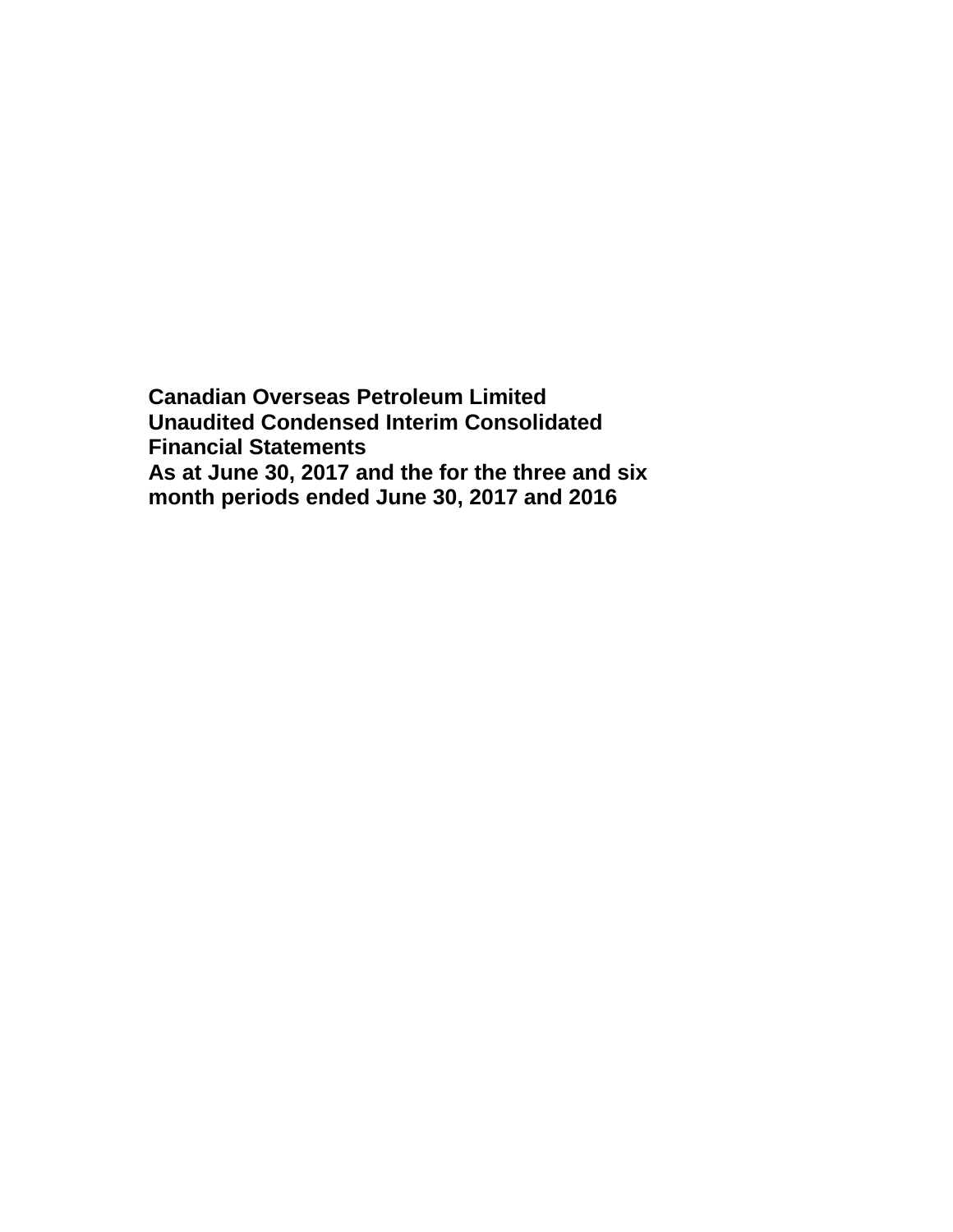# Canadian Overseas Petroleum Limited

## Unaudited Condensed Interim Consolidated Financial Statements

### As at June 30, 2017 and the for the three and six month periods ended June 30, 2017 and 2016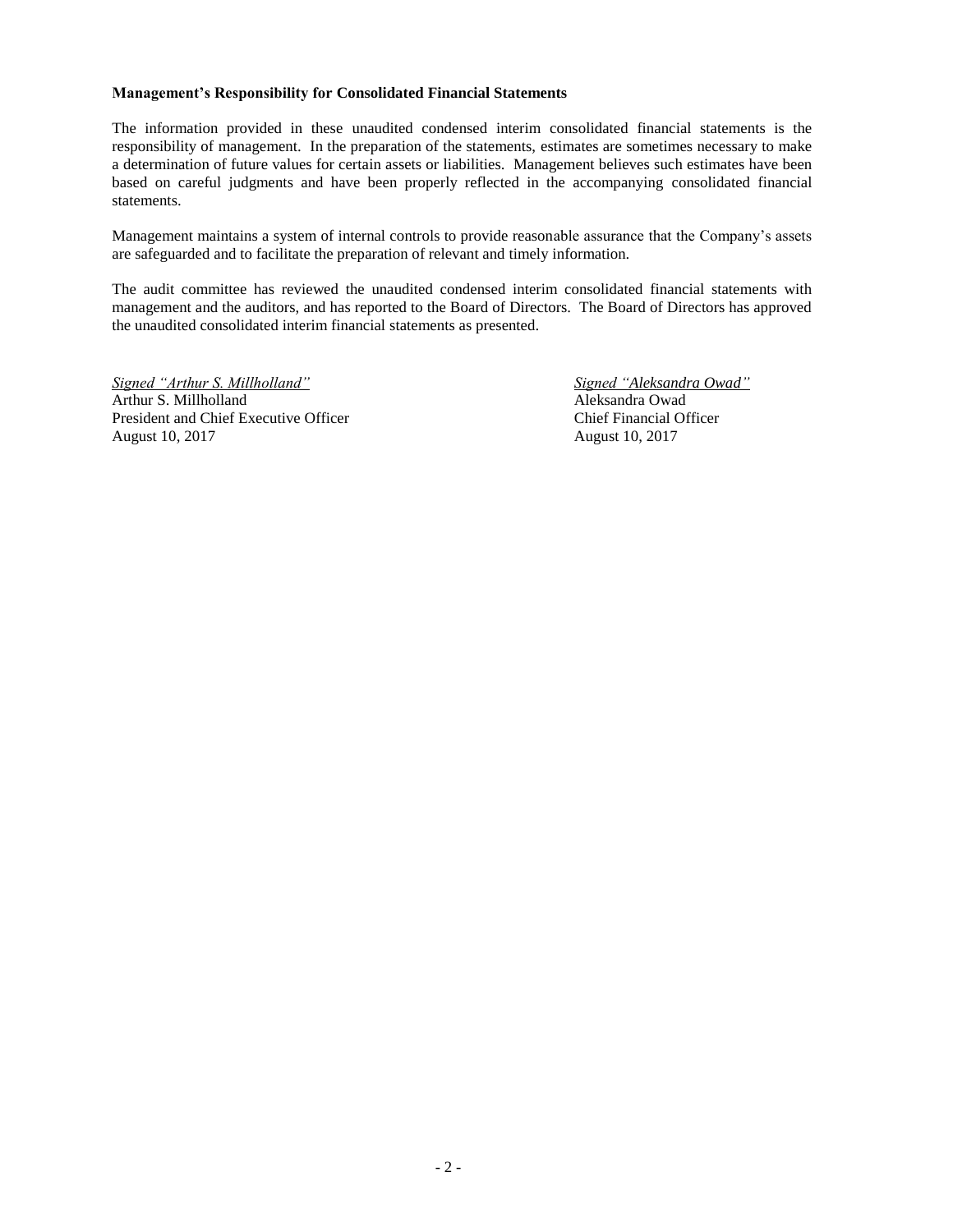**Management's Responsibility for Consolidated Financial Statements**

The information provided in these unaudited condensed interim consolidated financial statements is the responsibility of management. In the preparation of the statements, estimates are sometimes necessary to make a determination of future values for certain assets or liabilities. Management believes such estimates have been based on careful judgments and have been properly reflected in the accompanying consolidated financial statements.

Management maintains a system of internal controls to provide reasonable assurance that the Company's assets are safeguarded and to facilitate the preparation of relevant and timely information.

The audit committee has reviewed the unaudited condensed interim consolidated financial statements with management and the auditors, and has reported to the Board of Directors. The Board of Directors has approved the unaudited consolidated interim financial statements as presented.

*Signed "Arthur S. Millholland"*
Arthur S. Millholland
President and Chief Executive Officer
August 10, 2017

*Signed "Aleksandra Owad"*
Aleksandra Owad
Chief Financial Officer
August 10, 2017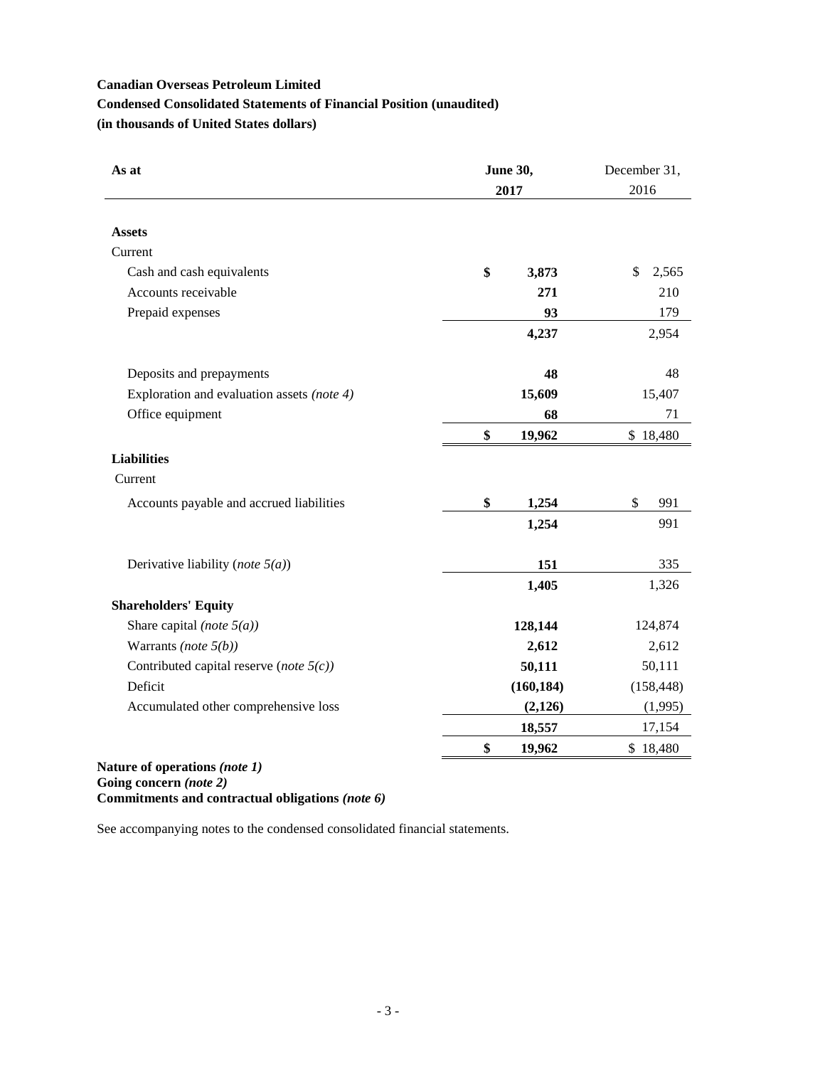**Canadian Overseas Petroleum Limited**

**Condensed Consolidated Statements of Financial Position (unaudited)**

**(in thousands of United States dollars)**

| As at | June 30, 2017 | December 31, 2016 |
|---|---|---|
| **Assets** | | |
| Current | | |
| Cash and cash equivalents | **$ 3,873** | $ 2,565 |
| Accounts receivable | **271** | 210 |
| Prepaid expenses | **93** | 179 |
| | **4,237** | 2,954 |
| Deposits and prepayments | **48** | 48 |
| Exploration and evaluation assets *(note 4)* | **15,609** | 15,407 |
| Office equipment | **68** | 71 |
| | **$ 19,962** | $ 18,480 |
| **Liabilities** | | |
| Current | | |
| Accounts payable and accrued liabilities | **$ 1,254** | $ 991 |
| | **1,254** | 991 |
| Derivative liability (*note 5(a)*) | **151** | 335 |
| | **1,405** | 1,326 |
| **Shareholders' Equity** | | |
| Share capital *(note 5(a))* | **128,144** | 124,874 |
| Warrants *(note 5(b))* | **2,612** | 2,612 |
| Contributed capital reserve (*note 5(c))* | **50,111** | 50,111 |
| Deficit | **(160,184)** | (158,448) |
| Accumulated other comprehensive loss | **(2,126)** | (1,995) |
| | **18,557** | 17,154 |
| | **$ 19,962** | $ 18,480 |

**Nature of operations *(note 1)***
**Going concern *(note 2)***
**Commitments and contractual obligations *(note 6)***

See accompanying notes to the condensed consolidated financial statements.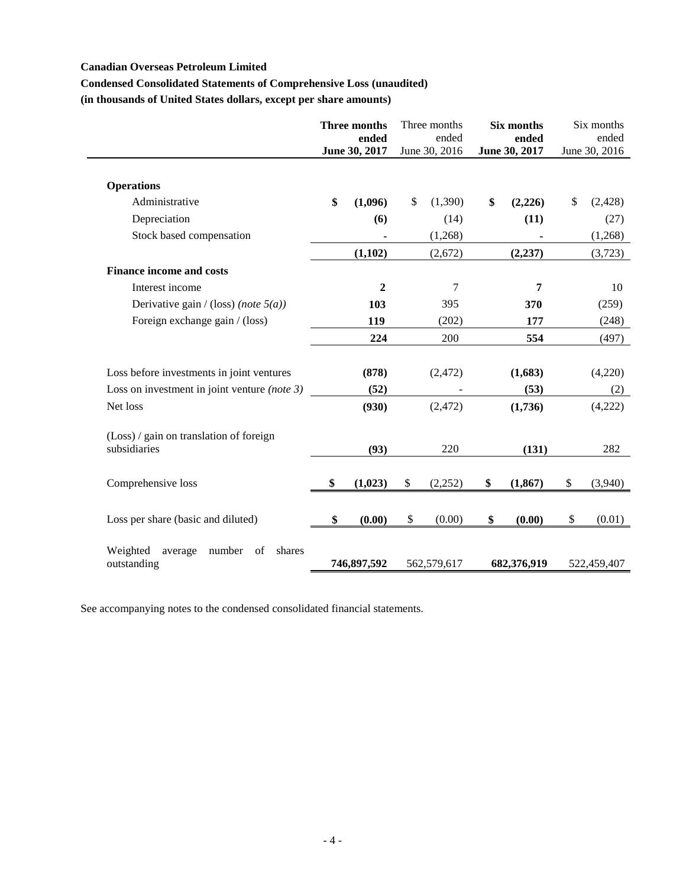**Canadian Overseas Petroleum Limited**

**Condensed Consolidated Statements of Comprehensive Loss (unaudited)**

**(in thousands of United States dollars, except per share amounts)**

| | **Three months ended June 30, 2017** | Three months ended June 30, 2016 | **Six months ended June 30, 2017** | Six months ended June 30, 2016 |
|---|---|---|---|---|
| **Operations** | | | | |
| Administrative | **$ (1,096)** | $ (1,390) | **$ (2,226)** | $ (2,428) |
| Depreciation | **(6)** | (14) | **(11)** | (27) |
| Stock based compensation | **-** | (1,268) | **-** | (1,268) |
| | **(1,102)** | (2,672) | **(2,237)** | (3,723) |
| **Finance income and costs** | | | | |
| Interest income | **2** | 7 | **7** | 10 |
| Derivative gain / (loss) *(note 5(a))* | **103** | 395 | **370** | (259) |
| Foreign exchange gain / (loss) | **119** | (202) | **177** | (248) |
| | **224** | 200 | **554** | (497) |
| Loss before investments in joint ventures | **(878)** | (2,472) | **(1,683)** | (4,220) |
| Loss on investment in joint venture *(note 3)* | **(52)** | - | **(53)** | (2) |
| Net loss | **(930)** | (2,472) | **(1,736)** | (4,222) |
| (Loss) / gain on translation of foreign subsidiaries | **(93)** | 220 | **(131)** | 282 |
| Comprehensive loss | **$ (1,023)** | $ (2,252) | **$ (1,867)** | $ (3,940) |
| Loss per share (basic and diluted) | **$ (0.00)** | $ (0.00) | **$ (0.00)** | $ (0.01) |
| Weighted average number of shares outstanding | **746,897,592** | 562,579,617 | **682,376,919** | 522,459,407 |

See accompanying notes to the condensed consolidated financial statements.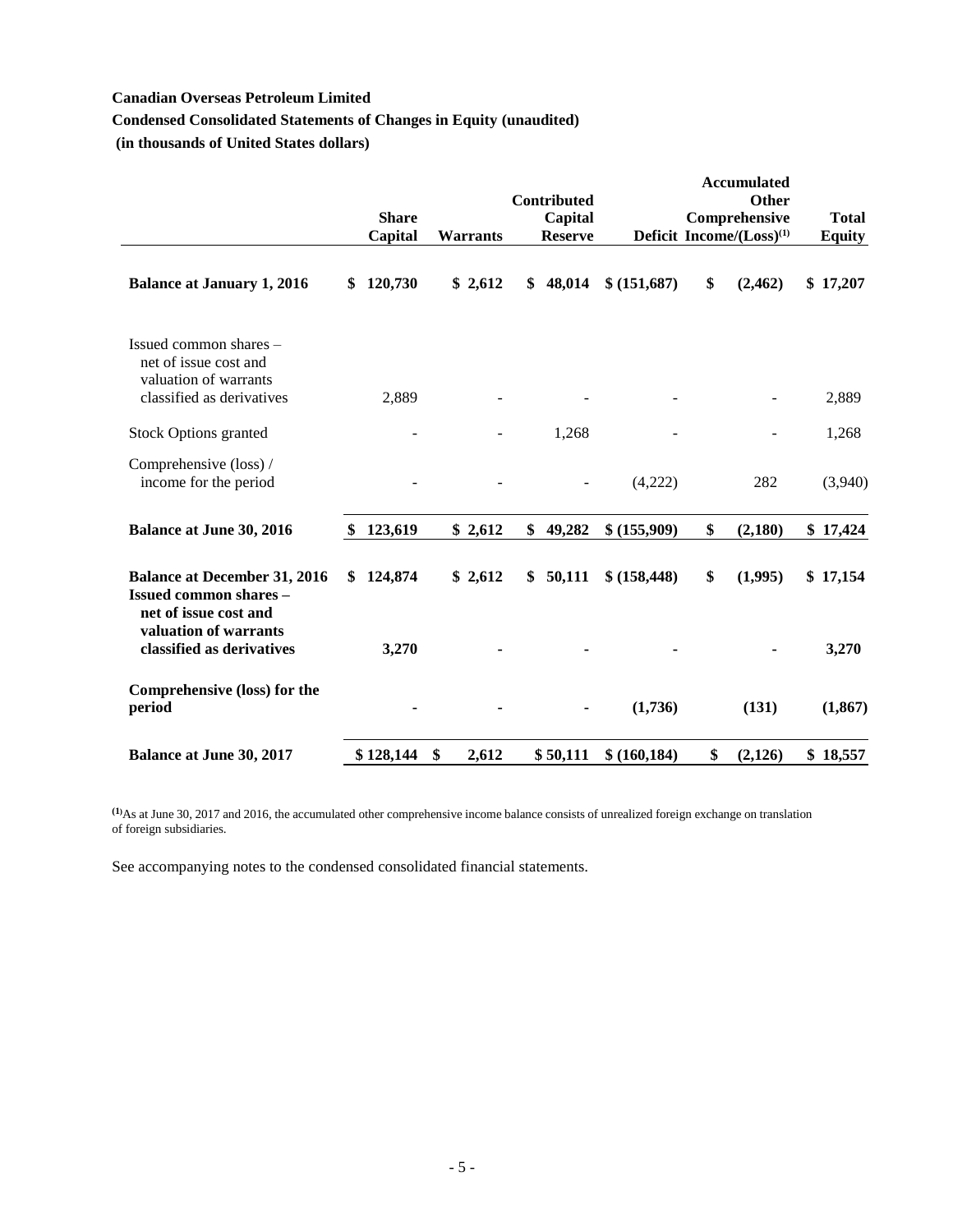**Canadian Overseas Petroleum Limited**

**Condensed Consolidated Statements of Changes in Equity (unaudited)**

**(in thousands of United States dollars)**

| | Share Capital | Warrants | Contributed Capital Reserve | Deficit | Accumulated Other Comprehensive Income/(Loss)[1] | Total Equity |
|---|---|---|---|---|---|---|
| **Balance at January 1, 2016** | **$ 120,730** | **$ 2,612** | **$ 48,014** | **$ (151,687)** | **$ (2,462)** | **$ 17,207** |
| Issued common shares – net of issue cost and valuation of warrants classified as derivatives | 2,889 | - | - | - | - | 2,889 |
| Stock Options granted | - | - | 1,268 | - | - | 1,268 |
| Comprehensive (loss) / income for the period | - | - | - | (4,222) | 282 | (3,940) |
| **Balance at June 30, 2016** | **$ 123,619** | **$ 2,612** | **$ 49,282** | **$ (155,909)** | **$ (2,180)** | **$ 17,424** |
| **Balance at December 31, 2016** | **$ 124,874** | **$ 2,612** | **$ 50,111** | **$ (158,448)** | **$ (1,995)** | **$ 17,154** |
| **Issued common shares – net of issue cost and valuation of warrants classified as derivatives** | **3,270** | **-** | **-** | **-** | **-** | **3,270** |
| **Comprehensive (loss) for the period** | **-** | **-** | **-** | **(1,736)** | **(131)** | **(1,867)** |
| **Balance at June 30, 2017** | **$ 128,144** | **$ 2,612** | **$ 50,111** | **$ (160,184)** | **$ (2,126)** | **$ 18,557** |

[1] As at June 30, 2017 and 2016, the accumulated other comprehensive income balance consists of unrealized foreign exchange on translation of foreign subsidiaries.

See accompanying notes to the condensed consolidated financial statements.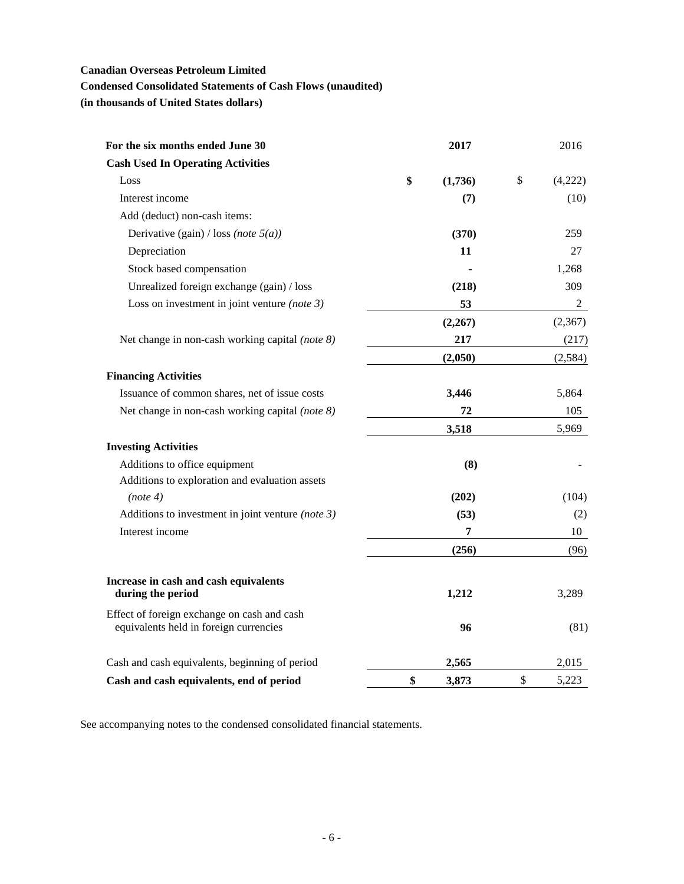**Canadian Overseas Petroleum Limited**

**Condensed Consolidated Statements of Cash Flows (unaudited)**

**(in thousands of United States dollars)**

| **For the six months ended June 30** | **2017** | 2016 |
|---|---|---|
| **Cash Used In Operating Activities** | | |
| Loss | **$ (1,736)** | $ (4,222) |
| Interest income | **(7)** | (10) |
| Add (deduct) non-cash items: | | |
| Derivative (gain) / loss *(note 5(a))* | **(370)** | 259 |
| Depreciation | **11** | 27 |
| Stock based compensation | **-** | 1,268 |
| Unrealized foreign exchange (gain) / loss | **(218)** | 309 |
| Loss on investment in joint venture *(note 3)* | **53** | 2 |
| | **(2,267)** | (2,367) |
| Net change in non-cash working capital *(note 8)* | **217** | (217) |
| | **(2,050)** | (2,584) |
| **Financing Activities** | | |
| Issuance of common shares, net of issue costs | **3,446** | 5,864 |
| Net change in non-cash working capital *(note 8)* | **72** | 105 |
| | **3,518** | 5,969 |
| **Investing Activities** | | |
| Additions to office equipment | **(8)** | - |
| Additions to exploration and evaluation assets *(note 4)* | **(202)** | (104) |
| Additions to investment in joint venture *(note 3)* | **(53)** | (2) |
| Interest income | **7** | 10 |
| | **(256)** | (96) |
| **Increase in cash and cash equivalents during the period** | **1,212** | 3,289 |
| Effect of foreign exchange on cash and cash equivalents held in foreign currencies | **96** | (81) |
| Cash and cash equivalents, beginning of period | **2,565** | 2,015 |
| **Cash and cash equivalents, end of period** | **$ 3,873** | $ 5,223 |

See accompanying notes to the condensed consolidated financial statements.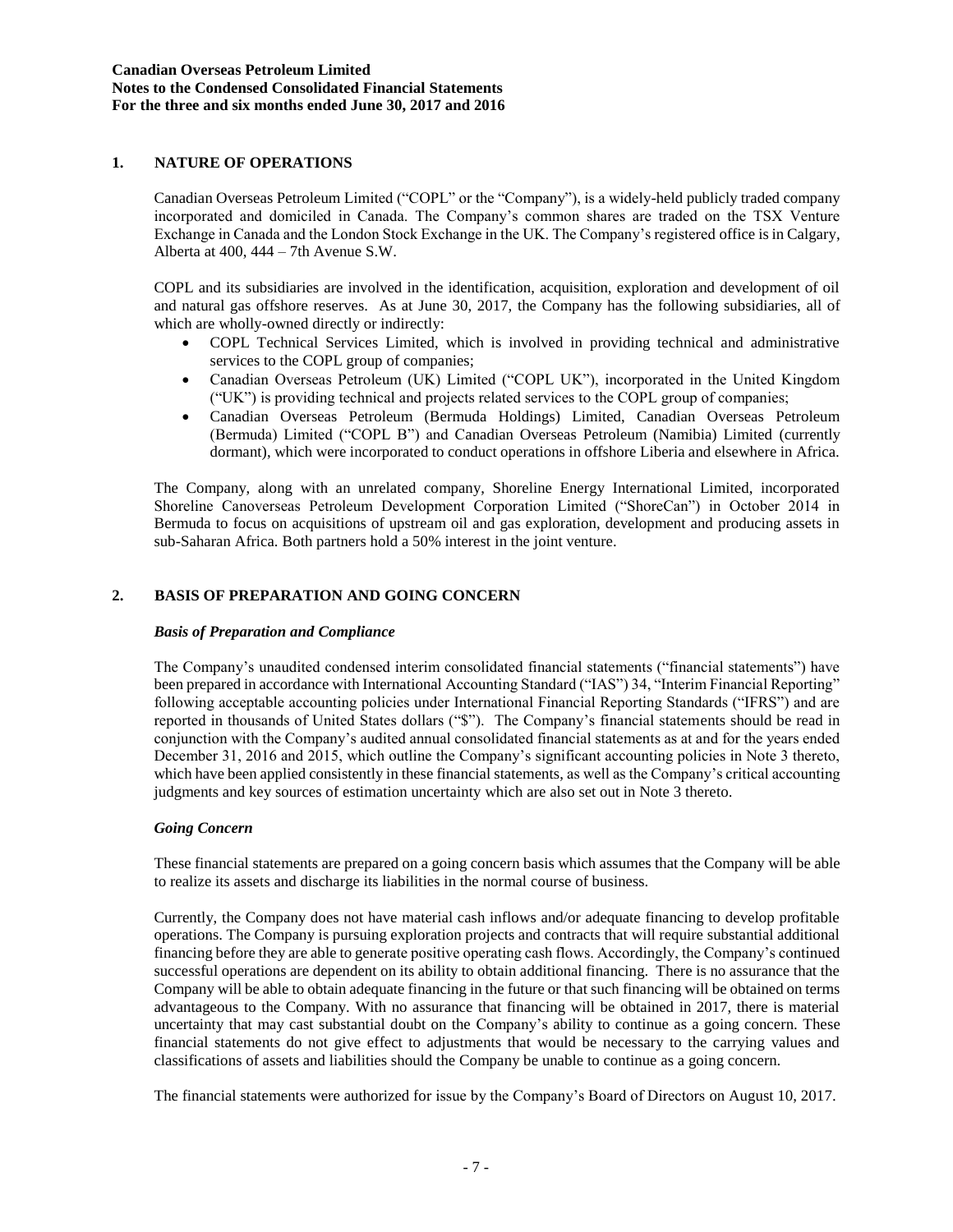## 1. NATURE OF OPERATIONS

Canadian Overseas Petroleum Limited ("COPL" or the "Company"), is a widely-held publicly traded company incorporated and domiciled in Canada. The Company's common shares are traded on the TSX Venture Exchange in Canada and the London Stock Exchange in the UK. The Company's registered office is in Calgary, Alberta at 400, 444 – 7th Avenue S.W.

COPL and its subsidiaries are involved in the identification, acquisition, exploration and development of oil and natural gas offshore reserves. As at June 30, 2017, the Company has the following subsidiaries, all of which are wholly-owned directly or indirectly:

- COPL Technical Services Limited, which is involved in providing technical and administrative services to the COPL group of companies;
- Canadian Overseas Petroleum (UK) Limited ("COPL UK"), incorporated in the United Kingdom ("UK") is providing technical and projects related services to the COPL group of companies;
- Canadian Overseas Petroleum (Bermuda Holdings) Limited, Canadian Overseas Petroleum (Bermuda) Limited ("COPL B") and Canadian Overseas Petroleum (Namibia) Limited (currently dormant), which were incorporated to conduct operations in offshore Liberia and elsewhere in Africa.

The Company, along with an unrelated company, Shoreline Energy International Limited, incorporated Shoreline Canoverseas Petroleum Development Corporation Limited ("ShoreCan") in October 2014 in Bermuda to focus on acquisitions of upstream oil and gas exploration, development and producing assets in sub-Saharan Africa. Both partners hold a 50% interest in the joint venture.

## 2. BASIS OF PREPARATION AND GOING CONCERN

### *Basis of Preparation and Compliance*

The Company's unaudited condensed interim consolidated financial statements ("financial statements") have been prepared in accordance with International Accounting Standard ("IAS") 34, "Interim Financial Reporting" following acceptable accounting policies under International Financial Reporting Standards ("IFRS") and are reported in thousands of United States dollars ("$"). The Company's financial statements should be read in conjunction with the Company's audited annual consolidated financial statements as at and for the years ended December 31, 2016 and 2015, which outline the Company's significant accounting policies in Note 3 thereto, which have been applied consistently in these financial statements, as well as the Company's critical accounting judgments and key sources of estimation uncertainty which are also set out in Note 3 thereto.

### *Going Concern*

These financial statements are prepared on a going concern basis which assumes that the Company will be able to realize its assets and discharge its liabilities in the normal course of business.

Currently, the Company does not have material cash inflows and/or adequate financing to develop profitable operations. The Company is pursuing exploration projects and contracts that will require substantial additional financing before they are able to generate positive operating cash flows. Accordingly, the Company's continued successful operations are dependent on its ability to obtain additional financing. There is no assurance that the Company will be able to obtain adequate financing in the future or that such financing will be obtained on terms advantageous to the Company. With no assurance that financing will be obtained in 2017, there is material uncertainty that may cast substantial doubt on the Company's ability to continue as a going concern. These financial statements do not give effect to adjustments that would be necessary to the carrying values and classifications of assets and liabilities should the Company be unable to continue as a going concern.

The financial statements were authorized for issue by the Company's Board of Directors on August 10, 2017.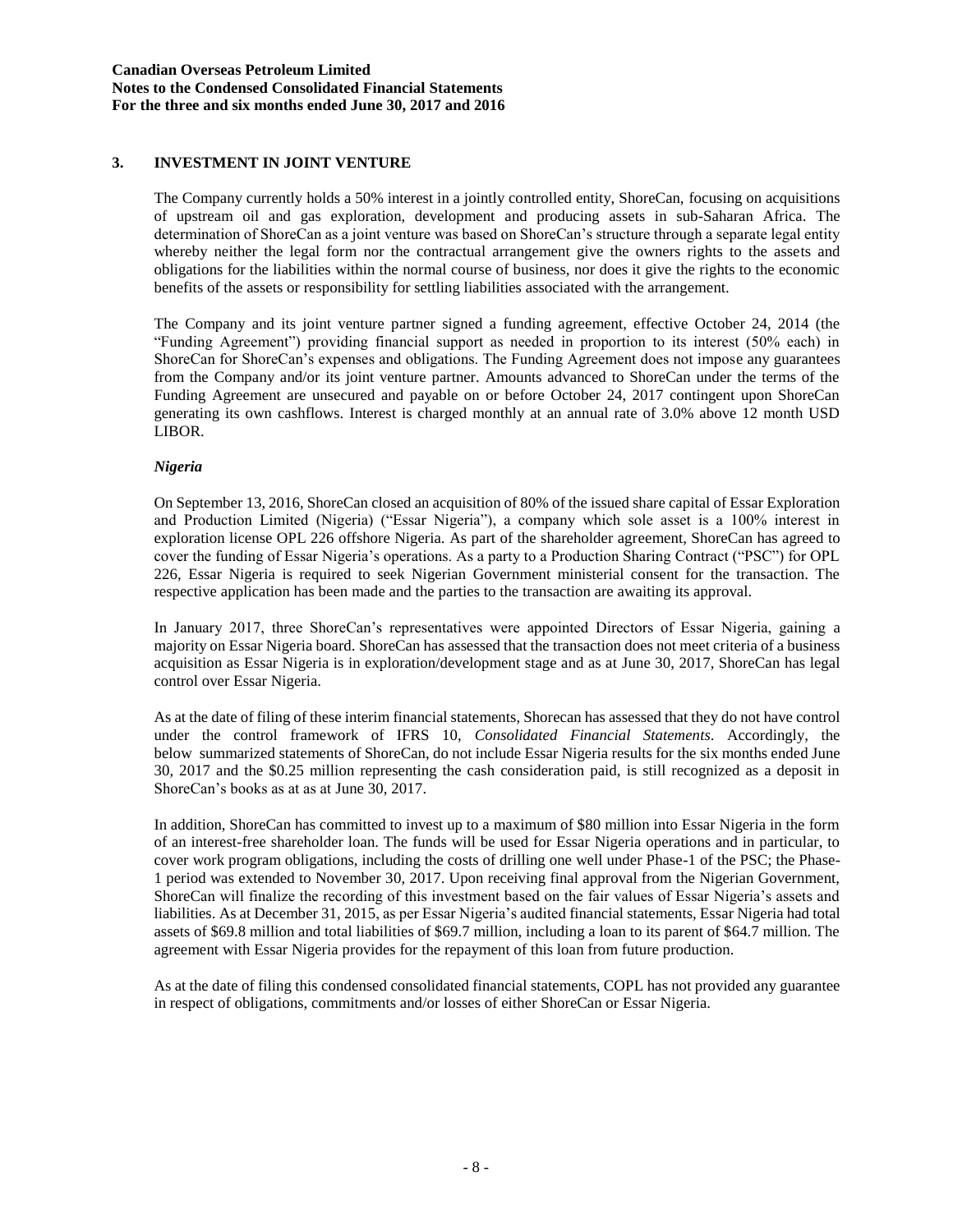## 3. INVESTMENT IN JOINT VENTURE

The Company currently holds a 50% interest in a jointly controlled entity, ShoreCan, focusing on acquisitions of upstream oil and gas exploration, development and producing assets in sub-Saharan Africa. The determination of ShoreCan as a joint venture was based on ShoreCan's structure through a separate legal entity whereby neither the legal form nor the contractual arrangement give the owners rights to the assets and obligations for the liabilities within the normal course of business, nor does it give the rights to the economic benefits of the assets or responsibility for settling liabilities associated with the arrangement.

The Company and its joint venture partner signed a funding agreement, effective October 24, 2014 (the "Funding Agreement") providing financial support as needed in proportion to its interest (50% each) in ShoreCan for ShoreCan's expenses and obligations. The Funding Agreement does not impose any guarantees from the Company and/or its joint venture partner. Amounts advanced to ShoreCan under the terms of the Funding Agreement are unsecured and payable on or before October 24, 2017 contingent upon ShoreCan generating its own cashflows. Interest is charged monthly at an annual rate of 3.0% above 12 month USD LIBOR.

### *Nigeria*

On September 13, 2016, ShoreCan closed an acquisition of 80% of the issued share capital of Essar Exploration and Production Limited (Nigeria) ("Essar Nigeria"), a company which sole asset is a 100% interest in exploration license OPL 226 offshore Nigeria. As part of the shareholder agreement, ShoreCan has agreed to cover the funding of Essar Nigeria's operations. As a party to a Production Sharing Contract ("PSC") for OPL 226, Essar Nigeria is required to seek Nigerian Government ministerial consent for the transaction. The respective application has been made and the parties to the transaction are awaiting its approval.

In January 2017, three ShoreCan's representatives were appointed Directors of Essar Nigeria, gaining a majority on Essar Nigeria board. ShoreCan has assessed that the transaction does not meet criteria of a business acquisition as Essar Nigeria is in exploration/development stage and as at June 30, 2017, ShoreCan has legal control over Essar Nigeria.

As at the date of filing of these interim financial statements, Shorecan has assessed that they do not have control under the control framework of IFRS 10, *Consolidated Financial Statements*. Accordingly, the below summarized statements of ShoreCan, do not include Essar Nigeria results for the six months ended June 30, 2017 and the $0.25 million representing the cash consideration paid, is still recognized as a deposit in ShoreCan's books as at as at June 30, 2017.

In addition, ShoreCan has committed to invest up to a maximum of $80 million into Essar Nigeria in the form of an interest-free shareholder loan. The funds will be used for Essar Nigeria operations and in particular, to cover work program obligations, including the costs of drilling one well under Phase-1 of the PSC; the Phase-1 period was extended to November 30, 2017. Upon receiving final approval from the Nigerian Government, ShoreCan will finalize the recording of this investment based on the fair values of Essar Nigeria's assets and liabilities. As at December 31, 2015, as per Essar Nigeria's audited financial statements, Essar Nigeria had total assets of $69.8 million and total liabilities of $69.7 million, including a loan to its parent of $64.7 million. The agreement with Essar Nigeria provides for the repayment of this loan from future production.

As at the date of filing this condensed consolidated financial statements, COPL has not provided any guarantee in respect of obligations, commitments and/or losses of either ShoreCan or Essar Nigeria.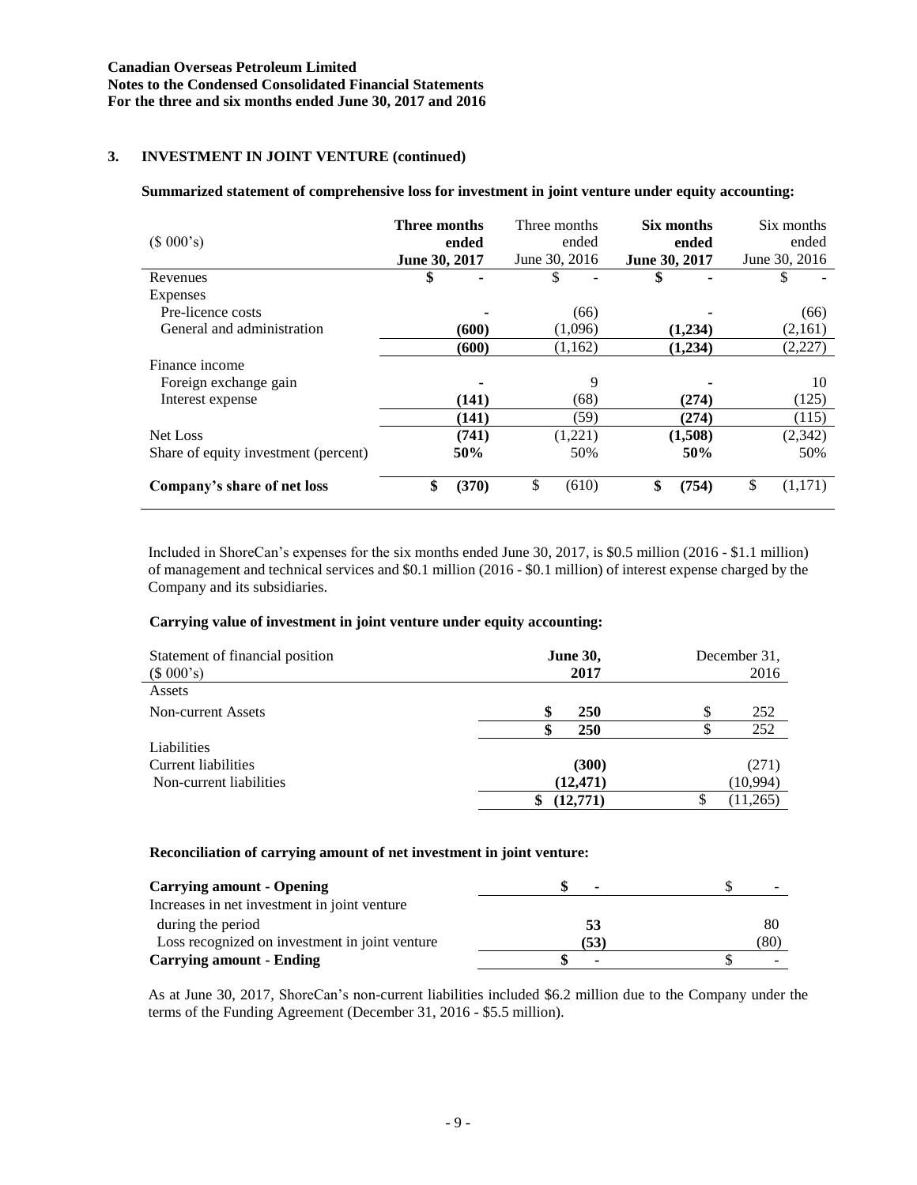**Canadian Overseas Petroleum Limited**
**Notes to the Condensed Consolidated Financial Statements**
**For the three and six months ended June 30, 2017 and 2016**

## 3. INVESTMENT IN JOINT VENTURE (continued)

**Summarized statement of comprehensive loss for investment in joint venture under equity accounting:**

| ($ 000's) | **Three months ended June 30, 2017** | Three months ended June 30, 2016 | **Six months ended June 30, 2017** | Six months ended June 30, 2016 |
|---|---|---|---|---|
| Revenues | **$ -** | $ - | **$ -** | $ - |
| Expenses | | | | |
| Pre-licence costs | **-** | (66) | **-** | (66) |
| General and administration | **(600)** | (1,096) | **(1,234)** | (2,161) |
| | **(600)** | (1,162) | **(1,234)** | (2,227) |
| Finance income | | | | |
| Foreign exchange gain | **-** | 9 | **-** | 10 |
| Interest expense | **(141)** | (68) | **(274)** | (125) |
| | **(141)** | (59) | **(274)** | (115) |
| Net Loss | **(741)** | (1,221) | **(1,508)** | (2,342) |
| Share of equity investment (percent) | **50%** | 50% | **50%** | 50% |
| **Company's share of net loss** | **$ (370)** | $ (610) | **$ (754)** | $ (1,171) |

Included in ShoreCan's expenses for the six months ended June 30, 2017, is $0.5 million (2016 - $1.1 million) of management and technical services and $0.1 million (2016 - $0.1 million) of interest expense charged by the Company and its subsidiaries.

**Carrying value of investment in joint venture under equity accounting:**

| Statement of financial position ($ 000's) | **June 30, 2017** | December 31, 2016 |
|---|---|---|
| Assets | | |
| Non-current Assets | **$ 250** | $ 252 |
| | **$ 250** | $ 252 |
| Liabilities | | |
| Current liabilities | **(300)** | (271) |
| Non-current liabilities | **(12,471)** | (10,994) |
| | **$ (12,771)** | $ (11,265) |

**Reconciliation of carrying amount of net investment in joint venture:**

| | | |
|---|---|---|
| **Carrying amount - Opening** | **$ -** | $ - |
| Increases in net investment in joint venture during the period | **53** | 80 |
| Loss recognized on investment in joint venture | **(53)** | (80) |
| **Carrying amount - Ending** | **$ -** | $ - |

As at June 30, 2017, ShoreCan's non-current liabilities included $6.2 million due to the Company under the terms of the Funding Agreement (December 31, 2016 - $5.5 million).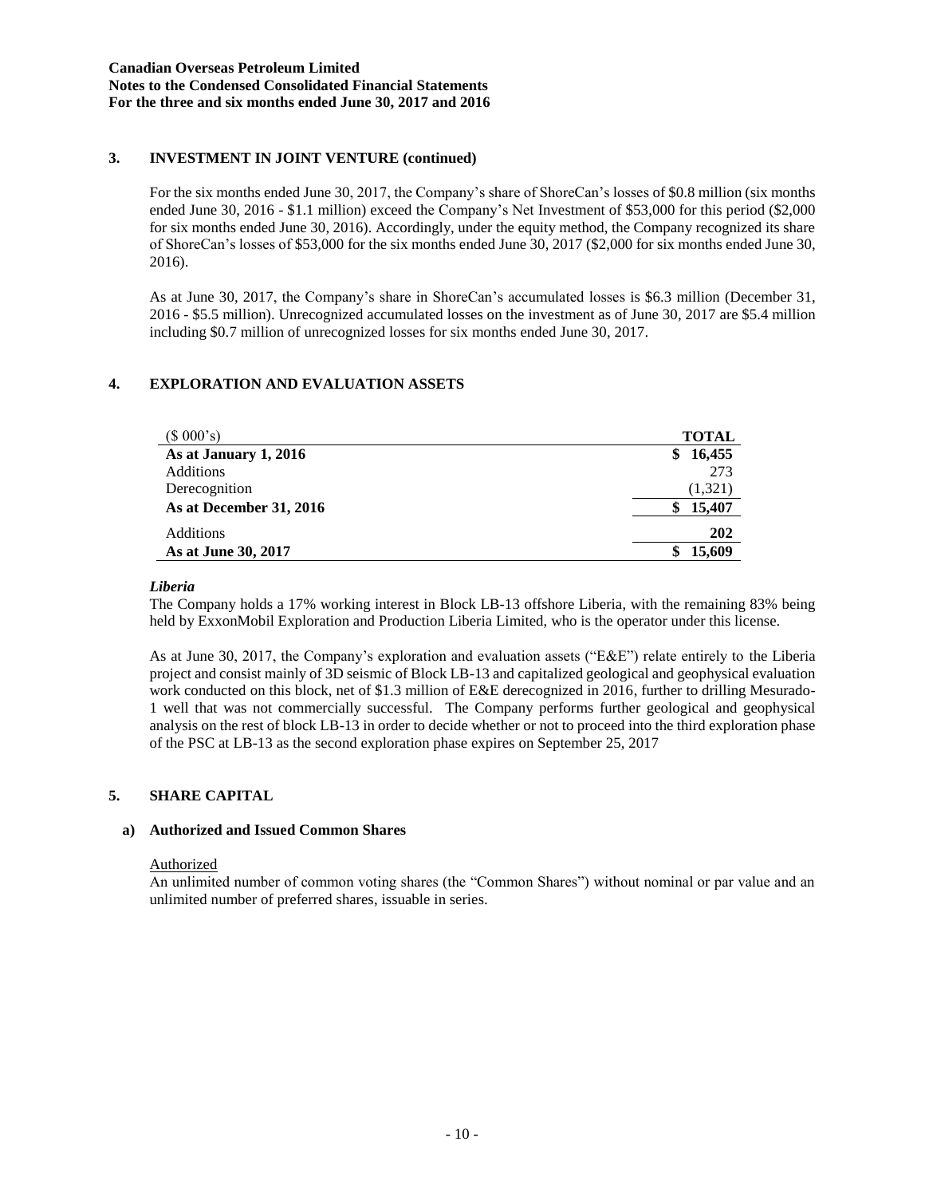## 3. INVESTMENT IN JOINT VENTURE (continued)

For the six months ended June 30, 2017, the Company's share of ShoreCan's losses of \$0.8 million (six months ended June 30, 2016 - \$1.1 million) exceed the Company's Net Investment of \$53,000 for this period (\$2,000 for six months ended June 30, 2016). Accordingly, under the equity method, the Company recognized its share of ShoreCan's losses of \$53,000 for the six months ended June 30, 2017 (\$2,000 for six months ended June 30, 2016).

As at June 30, 2017, the Company's share in ShoreCan's accumulated losses is \$6.3 million (December 31, 2016 - \$5.5 million). Unrecognized accumulated losses on the investment as of June 30, 2017 are \$5.4 million including \$0.7 million of unrecognized losses for six months ended June 30, 2017.

## 4. EXPLORATION AND EVALUATION ASSETS

| (\$ 000's) | TOTAL |
|---|---|
| **As at January 1, 2016** | **\$ 16,455** |
| Additions | 273 |
| Derecognition | (1,321) |
| **As at December 31, 2016** | **\$ 15,407** |
| Additions | **202** |
| **As at June 30, 2017** | **\$ 15,609** |

***Liberia***

The Company holds a 17% working interest in Block LB-13 offshore Liberia, with the remaining 83% being held by ExxonMobil Exploration and Production Liberia Limited, who is the operator under this license.

As at June 30, 2017, the Company's exploration and evaluation assets ("E&E") relate entirely to the Liberia project and consist mainly of 3D seismic of Block LB-13 and capitalized geological and geophysical evaluation work conducted on this block, net of \$1.3 million of E&E derecognized in 2016, further to drilling Mesurado-1 well that was not commercially successful. The Company performs further geological and geophysical analysis on the rest of block LB-13 in order to decide whether or not to proceed into the third exploration phase of the PSC at LB-13 as the second exploration phase expires on September 25, 2017

## 5. SHARE CAPITAL

### a) Authorized and Issued Common Shares

Authorized

An unlimited number of common voting shares (the "Common Shares") without nominal or par value and an unlimited number of preferred shares, issuable in series.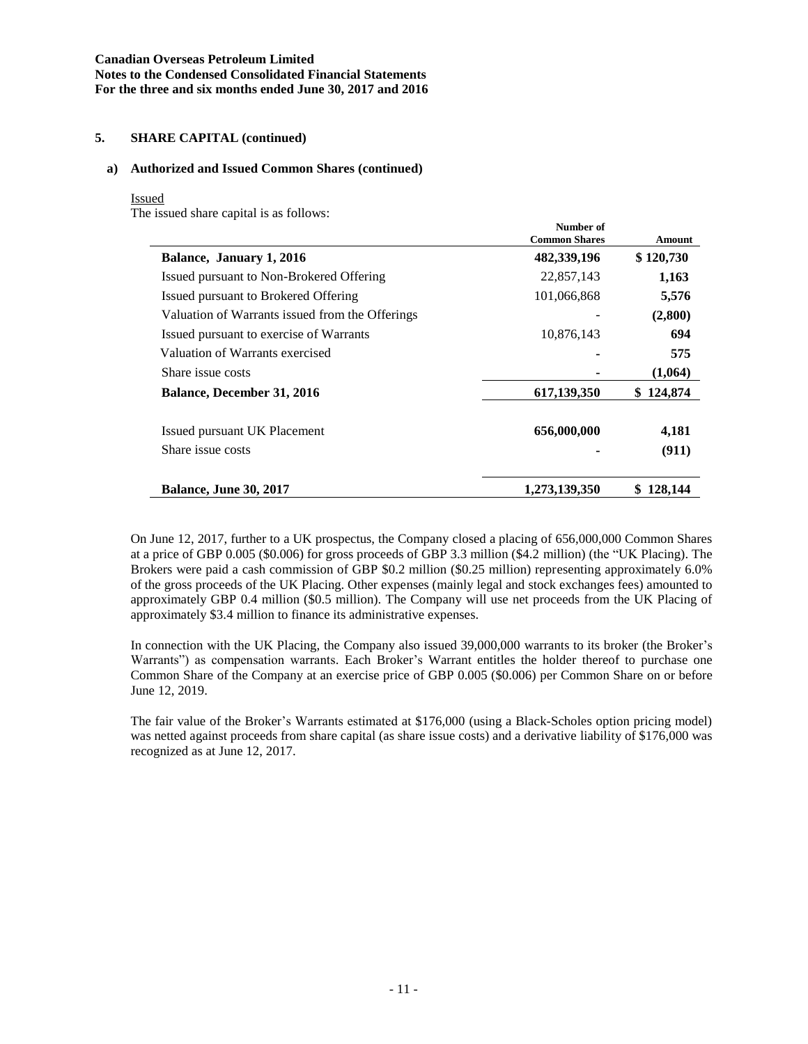**Canadian Overseas Petroleum Limited**
**Notes to the Condensed Consolidated Financial Statements**
**For the three and six months ended June 30, 2017 and 2016**

## 5. SHARE CAPITAL (continued)

### a) Authorized and Issued Common Shares (continued)

Issued

The issued share capital is as follows:

| | Number of Common Shares | Amount |
|---|---|---|
| **Balance, January 1, 2016** | **482,339,196** | **$ 120,730** |
| Issued pursuant to Non-Brokered Offering | 22,857,143 | **1,163** |
| Issued pursuant to Brokered Offering | 101,066,868 | **5,576** |
| Valuation of Warrants issued from the Offerings | - | **(2,800)** |
| Issued pursuant to exercise of Warrants | 10,876,143 | **694** |
| Valuation of Warrants exercised | - | **575** |
| Share issue costs | - | **(1,064)** |
| **Balance, December 31, 2016** | **617,139,350** | **$ 124,874** |
| Issued pursuant UK Placement | **656,000,000** | **4,181** |
| Share issue costs | - | **(911)** |
| **Balance, June 30, 2017** | **1,273,139,350** | **$ 128,144** |

On June 12, 2017, further to a UK prospectus, the Company closed a placing of 656,000,000 Common Shares at a price of GBP 0.005 ($0.006) for gross proceeds of GBP 3.3 million ($4.2 million) (the "UK Placing). The Brokers were paid a cash commission of GBP $0.2 million ($0.25 million) representing approximately 6.0% of the gross proceeds of the UK Placing. Other expenses (mainly legal and stock exchanges fees) amounted to approximately GBP 0.4 million ($0.5 million). The Company will use net proceeds from the UK Placing of approximately $3.4 million to finance its administrative expenses.

In connection with the UK Placing, the Company also issued 39,000,000 warrants to its broker (the Broker's Warrants") as compensation warrants. Each Broker's Warrant entitles the holder thereof to purchase one Common Share of the Company at an exercise price of GBP 0.005 ($0.006) per Common Share on or before June 12, 2019.

The fair value of the Broker's Warrants estimated at $176,000 (using a Black-Scholes option pricing model) was netted against proceeds from share capital (as share issue costs) and a derivative liability of $176,000 was recognized as at June 12, 2017.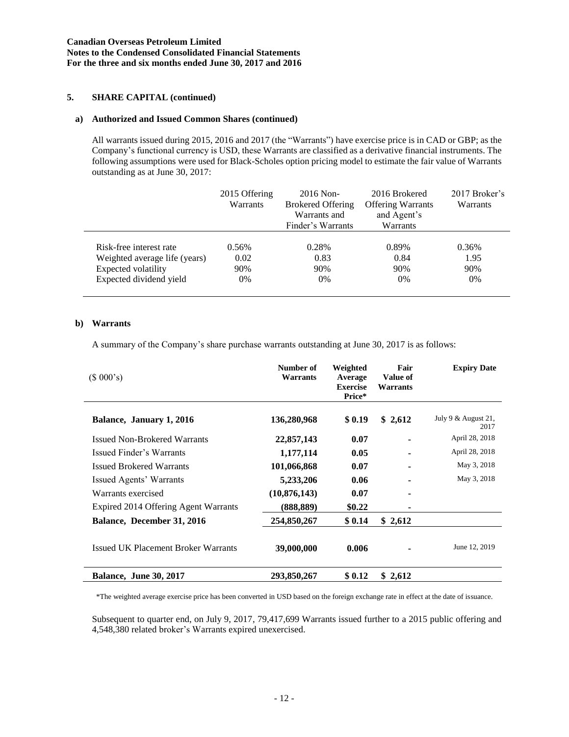## 5. SHARE CAPITAL (continued)

### a) Authorized and Issued Common Shares (continued)

All warrants issued during 2015, 2016 and 2017 (the "Warrants") have exercise price is in CAD or GBP; as the Company's functional currency is USD, these Warrants are classified as a derivative financial instruments. The following assumptions were used for Black-Scholes option pricing model to estimate the fair value of Warrants outstanding as at June 30, 2017:

| | 2015 Offering Warrants | 2016 Non-Brokered Offering Warrants and Finder's Warrants | 2016 Brokered Offering Warrants and Agent's Warrants | 2017 Broker's Warrants |
|---|---|---|---|---|
| Risk-free interest rate | 0.56% | 0.28% | 0.89% | 0.36% |
| Weighted average life (years) | 0.02 | 0.83 | 0.84 | 1.95 |
| Expected volatility | 90% | 90% | 90% | 90% |
| Expected dividend yield | 0% | 0% | 0% | 0% |

### b) Warrants

A summary of the Company's share purchase warrants outstanding at June 30, 2017 is as follows:

| ($ 000's) | Number of Warrants | Weighted Average Exercise Price* | Fair Value of Warrants | Expiry Date |
|---|---|---|---|---|
| **Balance, January 1, 2016** | **136,280,968** | **$ 0.19** | **$ 2,612** | July 9 & August 21, 2017 |
| Issued Non-Brokered Warrants | **22,857,143** | **0.07** | - | April 28, 2018 |
| Issued Finder's Warrants | **1,177,114** | **0.05** | - | April 28, 2018 |
| Issued Brokered Warrants | **101,066,868** | **0.07** | - | May 3, 2018 |
| Issued Agents' Warrants | **5,233,206** | **0.06** | - | May 3, 2018 |
| Warrants exercised | **(10,876,143)** | **0.07** | - | |
| Expired 2014 Offering Agent Warrants | **(888,889)** | **$0.22** | - | |
| **Balance, December 31, 2016** | **254,850,267** | **$ 0.14** | **$ 2,612** | |
| Issued UK Placement Broker Warrants | **39,000,000** | **0.006** | - | June 12, 2019 |
| **Balance, June 30, 2017** | **293,850,267** | **$ 0.12** | **$ 2,612** | |

*The weighted average exercise price has been converted in USD based on the foreign exchange rate in effect at the date of issuance.

Subsequent to quarter end, on July 9, 2017, 79,417,699 Warrants issued further to a 2015 public offering and 4,548,380 related broker's Warrants expired unexercised.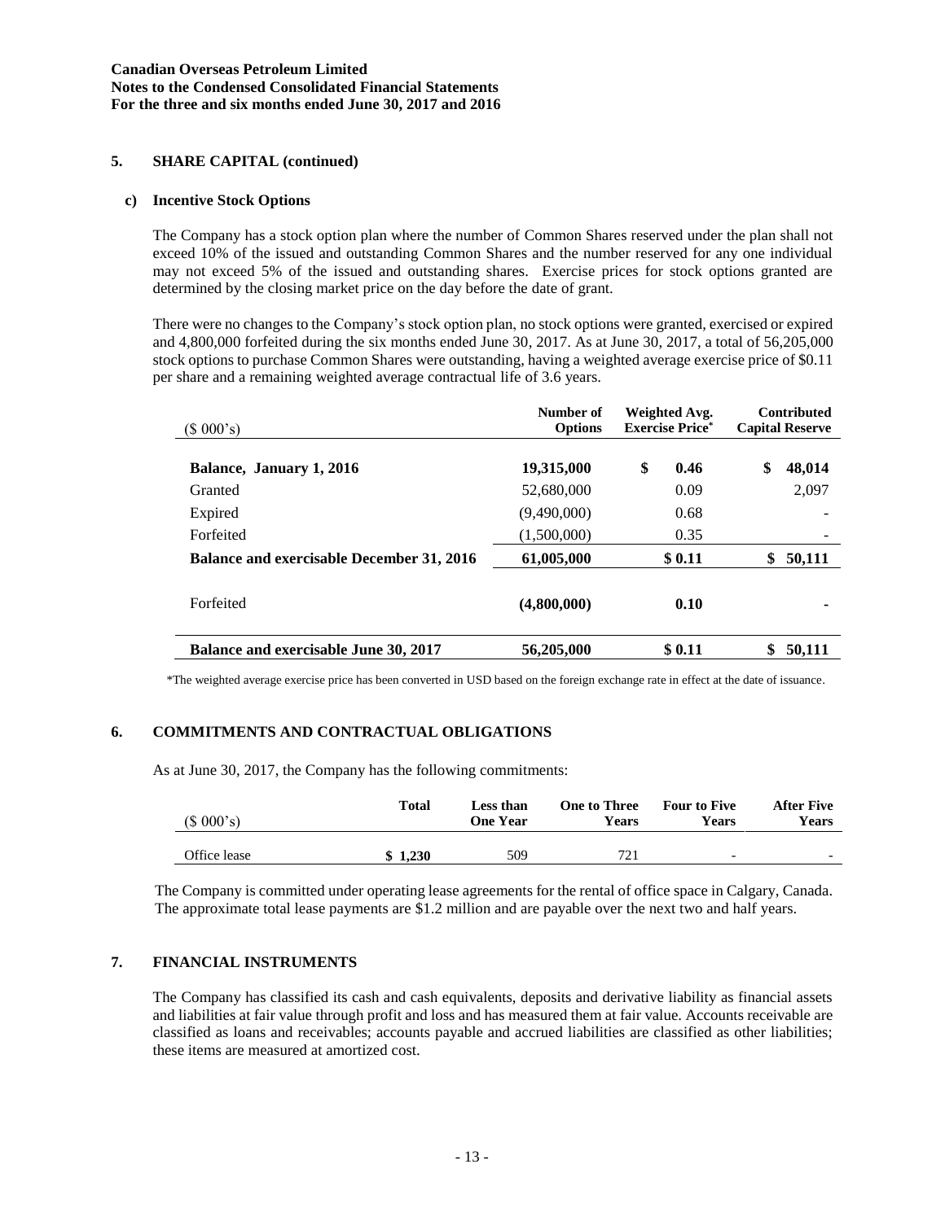### 5. SHARE CAPITAL (continued)

#### c) Incentive Stock Options

The Company has a stock option plan where the number of Common Shares reserved under the plan shall not exceed 10% of the issued and outstanding Common Shares and the number reserved for any one individual may not exceed 5% of the issued and outstanding shares. Exercise prices for stock options granted are determined by the closing market price on the day before the date of grant.

There were no changes to the Company's stock option plan, no stock options were granted, exercised or expired and 4,800,000 forfeited during the six months ended June 30, 2017. As at June 30, 2017, a total of 56,205,000 stock options to purchase Common Shares were outstanding, having a weighted average exercise price of $0.11 per share and a remaining weighted average contractual life of 3.6 years.

| ($ 000's) | Number of Options | Weighted Avg. Exercise Price* | Contributed Capital Reserve |
|---|---|---|---|
| **Balance, January 1, 2016** | **19,315,000** | **$ 0.46** | **$ 48,014** |
| Granted | 52,680,000 | 0.09 | 2,097 |
| Expired | (9,490,000) | 0.68 | - |
| Forfeited | (1,500,000) | 0.35 | - |
| **Balance and exercisable December 31, 2016** | **61,005,000** | **$ 0.11** | **$ 50,111** |
| Forfeited | **(4,800,000)** | **0.10** | **-** |
| **Balance and exercisable June 30, 2017** | **56,205,000** | **$ 0.11** | **$ 50,111** |

*The weighted average exercise price has been converted in USD based on the foreign exchange rate in effect at the date of issuance.

### 6. COMMITMENTS AND CONTRACTUAL OBLIGATIONS

As at June 30, 2017, the Company has the following commitments:

| ($ 000's) | Total | Less than One Year | One to Three Years | Four to Five Years | After Five Years |
|---|---|---|---|---|---|
| Office lease | **$ 1,230** | 509 | 721 | - | - |

The Company is committed under operating lease agreements for the rental of office space in Calgary, Canada. The approximate total lease payments are $1.2 million and are payable over the next two and half years.

### 7. FINANCIAL INSTRUMENTS

The Company has classified its cash and cash equivalents, deposits and derivative liability as financial assets and liabilities at fair value through profit and loss and has measured them at fair value. Accounts receivable are classified as loans and receivables; accounts payable and accrued liabilities are classified as other liabilities; these items are measured at amortized cost.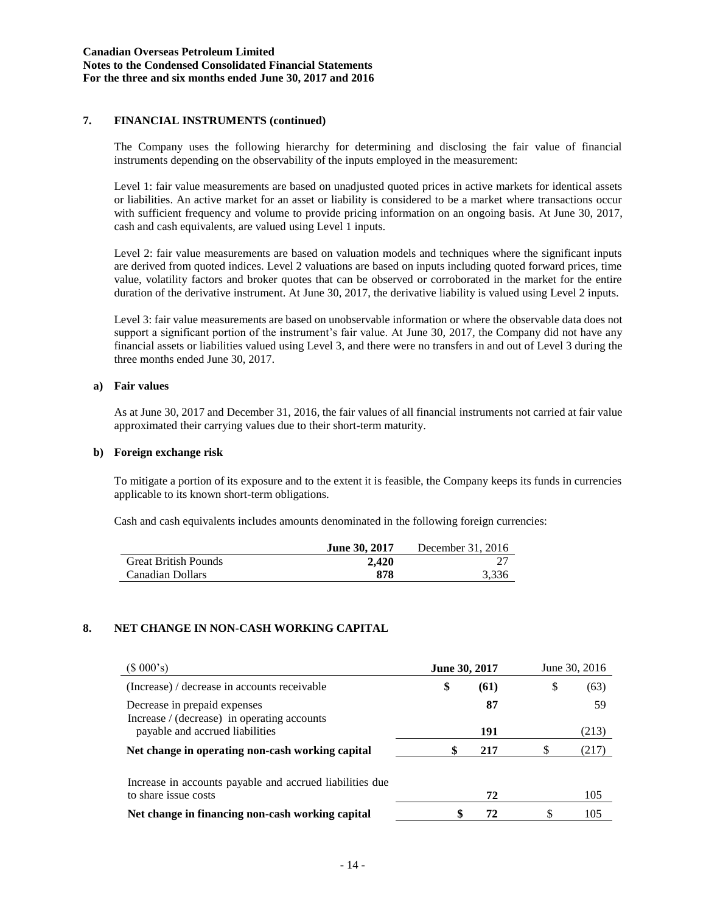## 7. FINANCIAL INSTRUMENTS (continued)

The Company uses the following hierarchy for determining and disclosing the fair value of financial instruments depending on the observability of the inputs employed in the measurement:

Level 1: fair value measurements are based on unadjusted quoted prices in active markets for identical assets or liabilities. An active market for an asset or liability is considered to be a market where transactions occur with sufficient frequency and volume to provide pricing information on an ongoing basis. At June 30, 2017, cash and cash equivalents, are valued using Level 1 inputs.

Level 2: fair value measurements are based on valuation models and techniques where the significant inputs are derived from quoted indices. Level 2 valuations are based on inputs including quoted forward prices, time value, volatility factors and broker quotes that can be observed or corroborated in the market for the entire duration of the derivative instrument. At June 30, 2017, the derivative liability is valued using Level 2 inputs.

Level 3: fair value measurements are based on unobservable information or where the observable data does not support a significant portion of the instrument's fair value. At June 30, 2017, the Company did not have any financial assets or liabilities valued using Level 3, and there were no transfers in and out of Level 3 during the three months ended June 30, 2017.

### a) Fair values

As at June 30, 2017 and December 31, 2016, the fair values of all financial instruments not carried at fair value approximated their carrying values due to their short-term maturity.

### b) Foreign exchange risk

To mitigate a portion of its exposure and to the extent it is feasible, the Company keeps its funds in currencies applicable to its known short-term obligations.

Cash and cash equivalents includes amounts denominated in the following foreign currencies:

| | **June 30, 2017** | December 31, 2016 |
|---|---|---|
| Great British Pounds | **2,420** | 27 |
| Canadian Dollars | **878** | 3,336 |

## 8. NET CHANGE IN NON-CASH WORKING CAPITAL

| ($ 000's) | **June 30, 2017** | June 30, 2016 |
|---|---|---|
| (Increase) / decrease in accounts receivable | **$ (61)** | $ (63) |
| Decrease in prepaid expenses | **87** | 59 |
| Increase / (decrease) in operating accounts payable and accrued liabilities | **191** | (213) |
| **Net change in operating non-cash working capital** | **$ 217** | $ (217) |
| Increase in accounts payable and accrued liabilities due to share issue costs | **72** | 105 |
| **Net change in financing non-cash working capital** | **$ 72** | $ 105 |